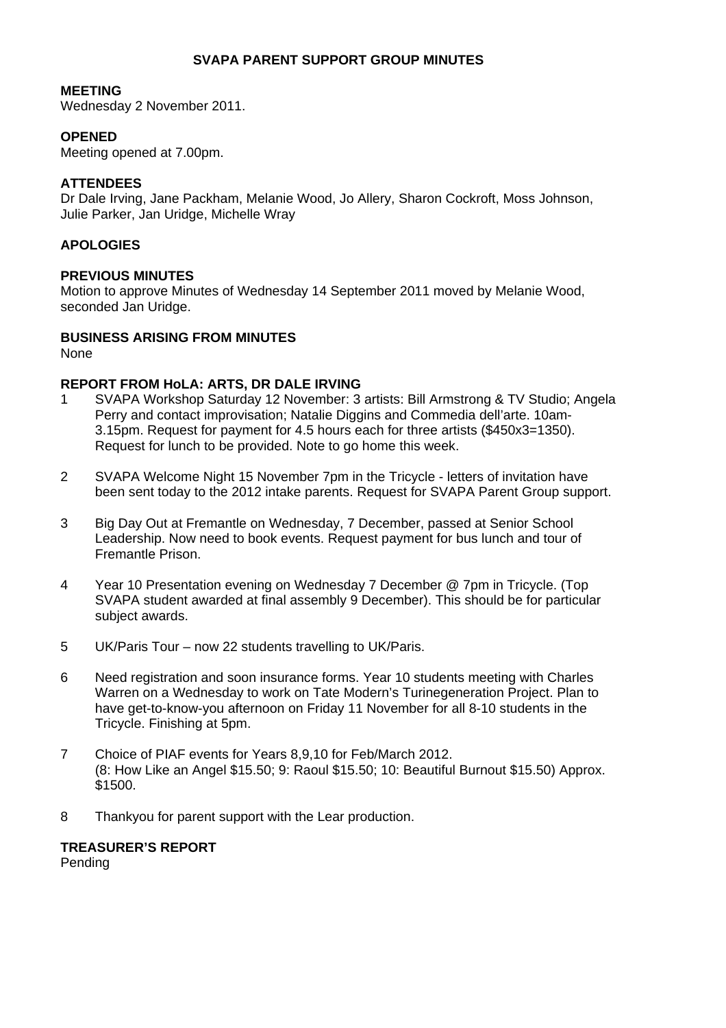# SVAPA PARENT SUPPORT GROUP MINUTES

**MEETING**
Wednesday 2 November 2011.

**OPENED**
Meeting opened at 7.00pm.

**ATTENDEES**
Dr Dale Irving, Jane Packham, Melanie Wood, Jo Allery, Sharon Cockroft, Moss Johnson, Julie Parker, Jan Uridge, Michelle Wray

**APOLOGIES**

**PREVIOUS MINUTES**
Motion to approve Minutes of Wednesday 14 September 2011 moved by Melanie Wood, seconded Jan Uridge.

**BUSINESS ARISING FROM MINUTES**
None

**REPORT FROM HoLA: ARTS, DR DALE IRVING**

1 SVAPA Workshop Saturday 12 November: 3 artists: Bill Armstrong & TV Studio; Angela Perry and contact improvisation; Natalie Diggins and Commedia dell'arte. 10am-3.15pm. Request for payment for 4.5 hours each for three artists ($450x3=1350). Request for lunch to be provided. Note to go home this week.

2 SVAPA Welcome Night 15 November 7pm in the Tricycle - letters of invitation have been sent today to the 2012 intake parents. Request for SVAPA Parent Group support.

3 Big Day Out at Fremantle on Wednesday, 7 December, passed at Senior School Leadership. Now need to book events. Request payment for bus lunch and tour of Fremantle Prison.

4 Year 10 Presentation evening on Wednesday 7 December @ 7pm in Tricycle. (Top SVAPA student awarded at final assembly 9 December). This should be for particular subject awards.

5 UK/Paris Tour – now 22 students travelling to UK/Paris.

6 Need registration and soon insurance forms. Year 10 students meeting with Charles Warren on a Wednesday to work on Tate Modern's Turinegeneration Project. Plan to have get-to-know-you afternoon on Friday 11 November for all 8-10 students in the Tricycle. Finishing at 5pm.

7 Choice of PIAF events for Years 8,9,10 for Feb/March 2012.
(8: How Like an Angel $15.50; 9: Raoul $15.50; 10: Beautiful Burnout $15.50) Approx. $1500.

8 Thankyou for parent support with the Lear production.

**TREASURER'S REPORT**
Pending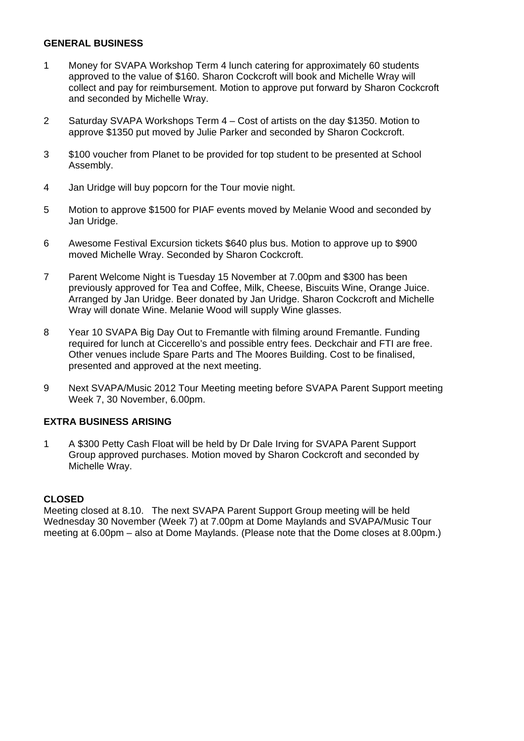**GENERAL BUSINESS**

1. Money for SVAPA Workshop Term 4 lunch catering for approximately 60 students approved to the value of $160. Sharon Cockcroft will book and Michelle Wray will collect and pay for reimbursement. Motion to approve put forward by Sharon Cockcroft and seconded by Michelle Wray.

2. Saturday SVAPA Workshops Term 4 – Cost of artists on the day $1350. Motion to approve $1350 put moved by Julie Parker and seconded by Sharon Cockcroft.

3. $100 voucher from Planet to be provided for top student to be presented at School Assembly.

4. Jan Uridge will buy popcorn for the Tour movie night.

5. Motion to approve $1500 for PIAF events moved by Melanie Wood and seconded by Jan Uridge.

6. Awesome Festival Excursion tickets $640 plus bus. Motion to approve up to $900 moved Michelle Wray. Seconded by Sharon Cockcroft.

7. Parent Welcome Night is Tuesday 15 November at 7.00pm and $300 has been previously approved for Tea and Coffee, Milk, Cheese, Biscuits Wine, Orange Juice. Arranged by Jan Uridge. Beer donated by Jan Uridge. Sharon Cockcroft and Michelle Wray will donate Wine. Melanie Wood will supply Wine glasses.

8. Year 10 SVAPA Big Day Out to Fremantle with filming around Fremantle. Funding required for lunch at Ciccerello's and possible entry fees. Deckchair and FTI are free. Other venues include Spare Parts and The Moores Building. Cost to be finalised, presented and approved at the next meeting.

9. Next SVAPA/Music 2012 Tour Meeting meeting before SVAPA Parent Support meeting Week 7, 30 November, 6.00pm.

**EXTRA BUSINESS ARISING**

1. A $300 Petty Cash Float will be held by Dr Dale Irving for SVAPA Parent Support Group approved purchases. Motion moved by Sharon Cockcroft and seconded by Michelle Wray.

**CLOSED**

Meeting closed at 8.10. The next SVAPA Parent Support Group meeting will be held Wednesday 30 November (Week 7) at 7.00pm at Dome Maylands and SVAPA/Music Tour meeting at 6.00pm – also at Dome Maylands. (Please note that the Dome closes at 8.00pm.)